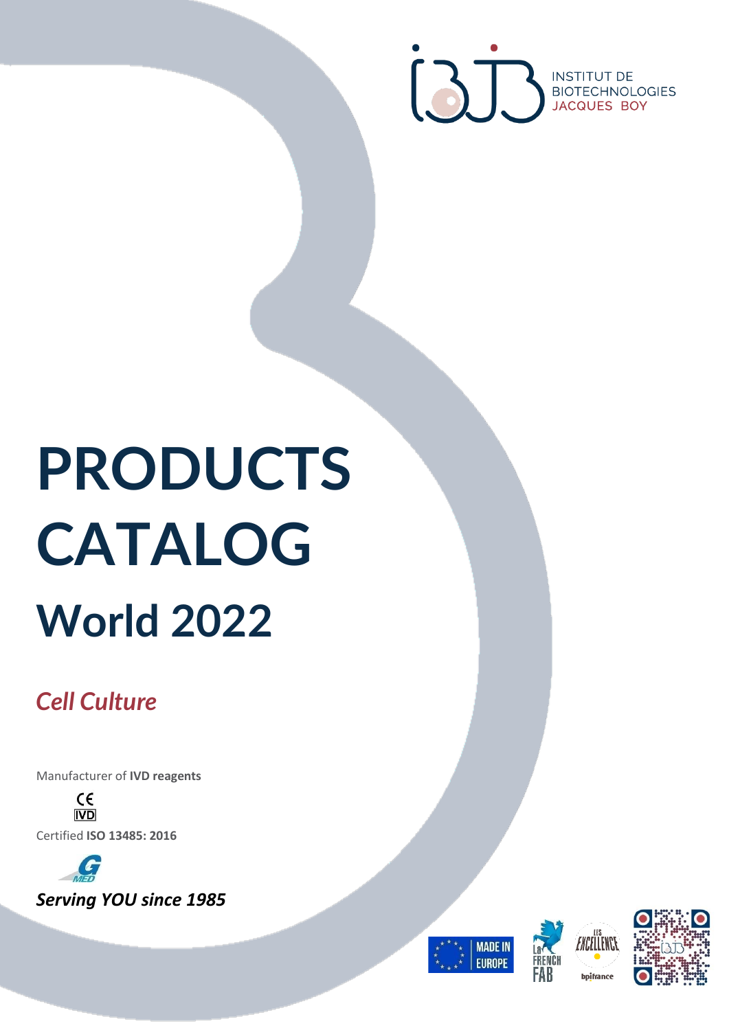INSTITUT DE BIOTECHNOLOGIES JACQUES BOY

# PRODUCTS CATALOG

## World 2022

*Cell Culture*

Manufacturer of **IVD reagents**

CE IVD

Certified **ISO 13485: 2016**

***Serving YOU since 1985***

MADE IN EUROPE

La FRENCH FAB

LES EXCELLENCE bpifrance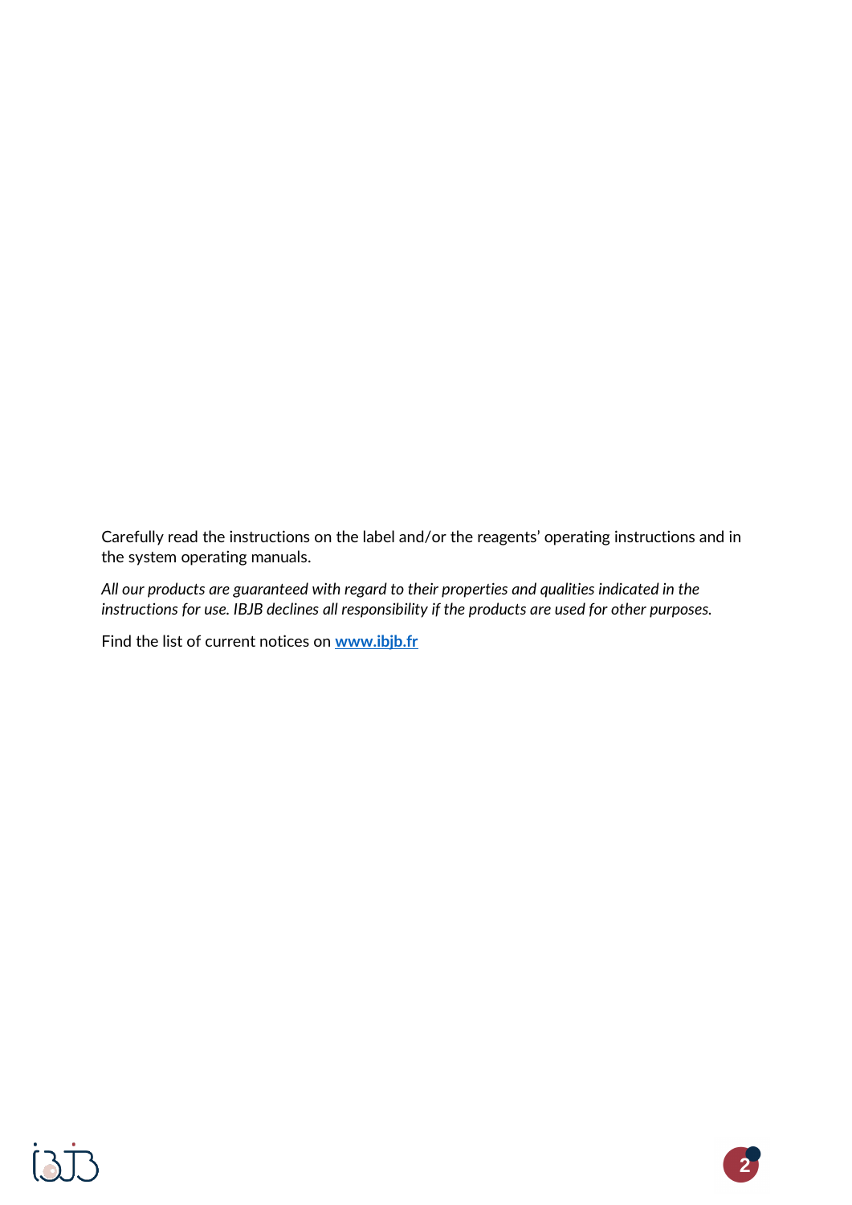Carefully read the instructions on the label and/or the reagents' operating instructions and in the system operating manuals.

*All our products are guaranteed with regard to their properties and qualities indicated in the instructions for use. IBJB declines all responsibility if the products are used for other purposes.*

Find the list of current notices on **[www.ibjb.fr](http://www.ibjb.fr)**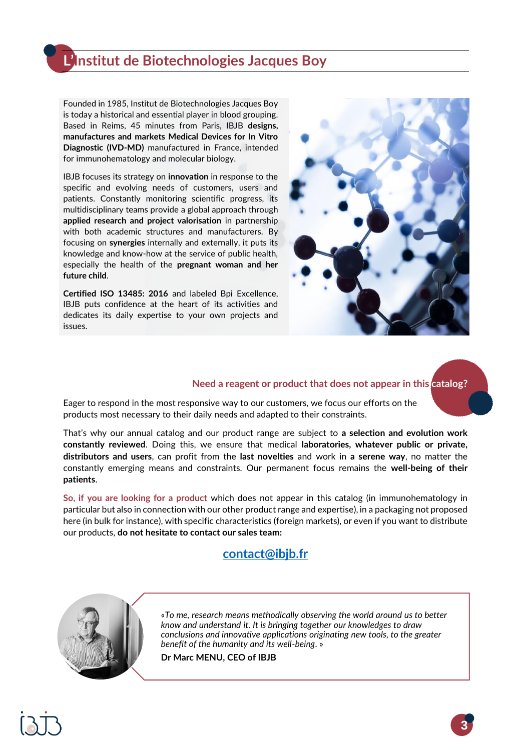# L'Institut de Biotechnologies Jacques Boy

Founded in 1985, Institut de Biotechnologies Jacques Boy is today a historical and essential player in blood grouping. Based in Reims, 45 minutes from Paris, IBJB **designs, manufactures and markets Medical Devices for In Vitro Diagnostic (IVD-MD)** manufactured in France, intended for immunohematology and molecular biology.

IBJB focuses its strategy on **innovation** in response to the specific and evolving needs of customers, users and patients. Constantly monitoring scientific progress, its multidisciplinary teams provide a global approach through **applied research and project valorisation** in partnership with both academic structures and manufacturers. By focusing on **synergies** internally and externally, it puts its knowledge and know-how at the service of public health, especially the health of the **pregnant woman and her future child**.

**Certified ISO 13485: 2016** and labeled Bpi Excellence, IBJB puts confidence at the heart of its activities and dedicates its daily expertise to your own projects and issues.

## Need a reagent or product that does not appear in this catalog?

Eager to respond in the most responsive way to our customers, we focus our efforts on the products most necessary to their daily needs and adapted to their constraints.

That's why our annual catalog and our product range are subject to **a selection and evolution work constantly reviewed**. Doing this, we ensure that medical **laboratories, whatever public or private, distributors and users**, can profit from the **last novelties** and work in **a serene way**, no matter the constantly emerging means and constraints. Our permanent focus remains the **well-being of their patients**.

**So, if you are looking for a product** which does not appear in this catalog (in immunohematology in particular but also in connection with our other product range and expertise), in a packaging not proposed here (in bulk for instance), with specific characteristics (foreign markets), or even if you want to distribute our products, **do not hesitate to contact our sales team:**

**contact@ibjb.fr**

*«To me, research means methodically observing the world around us to better know and understand it. It is bringing together our knowledges to draw conclusions and innovative applications originating new tools, to the greater benefit of the humanity and its well-being. »*

**Dr Marc MENU, CEO of IBJB**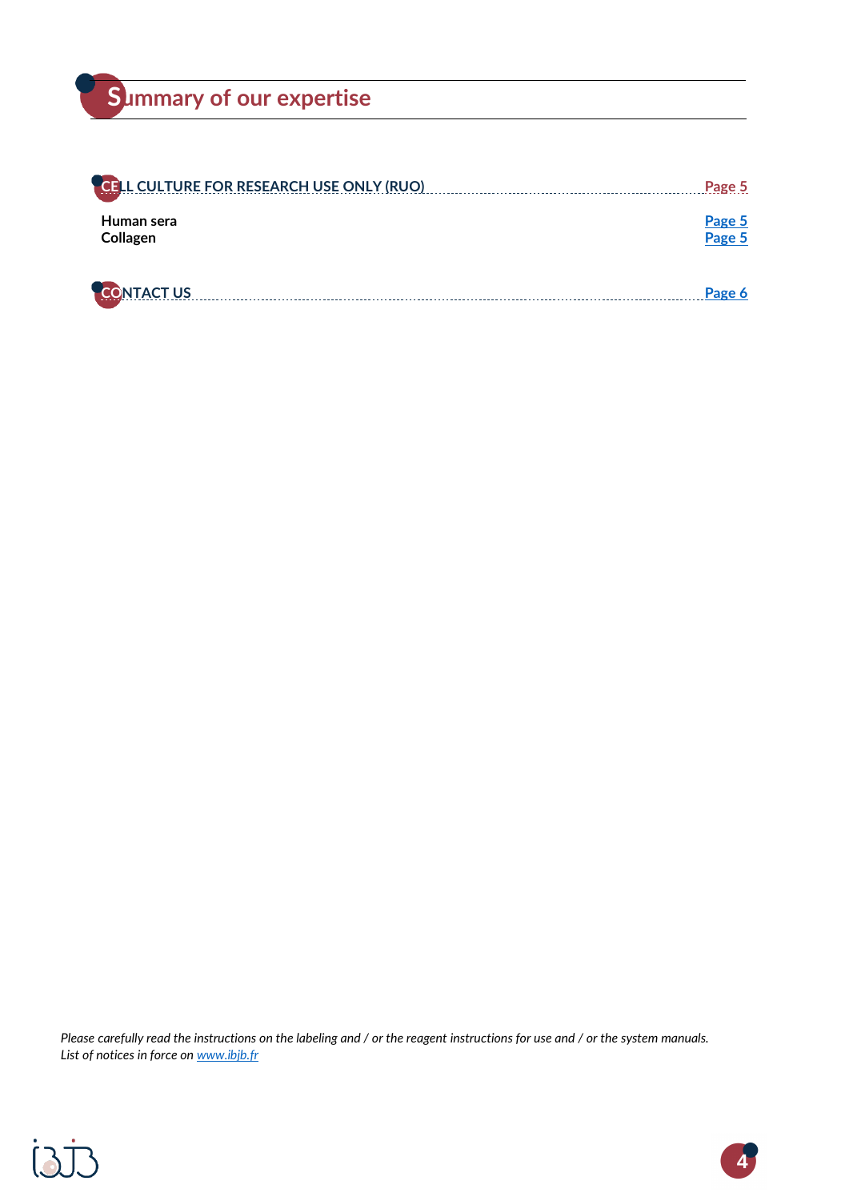# Summary of our expertise

**CELL CULTURE FOR RESEARCH USE ONLY (RUO)** ........................................ **Page 5**

**Human sera** ........................................ **Page 5**
**Collagen** ........................................ **Page 5**

**CONTACT US** ........................................ **Page 6**

*Please carefully read the instructions on the labeling and / or the reagent instructions for use and / or the system manuals.*
*List of notices in force on [www.ibjb.fr](http://www.ibjb.fr)*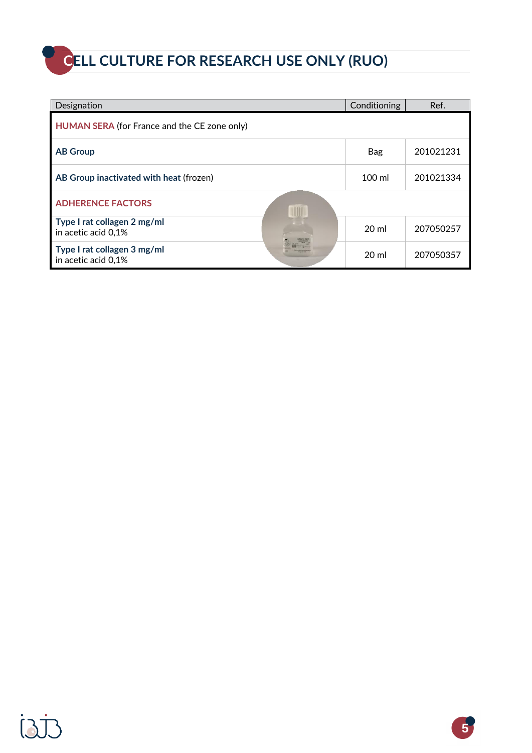# CELL CULTURE FOR RESEARCH USE ONLY (RUO)

| Designation | Conditioning | Ref. |
|---|---|---|
| **HUMAN SERA** (for France and the CE zone only) | | |
| **AB Group** | Bag | 201021231 |
| **AB Group inactivated with heat** (frozen) | 100 ml | 201021334 |
| **ADHERENCE FACTORS** | | |
| **Type I rat collagen 2 mg/ml** in acetic acid 0,1% | 20 ml | 207050257 |
| **Type I rat collagen 3 mg/ml** in acetic acid 0,1% | 20 ml | 207050357 |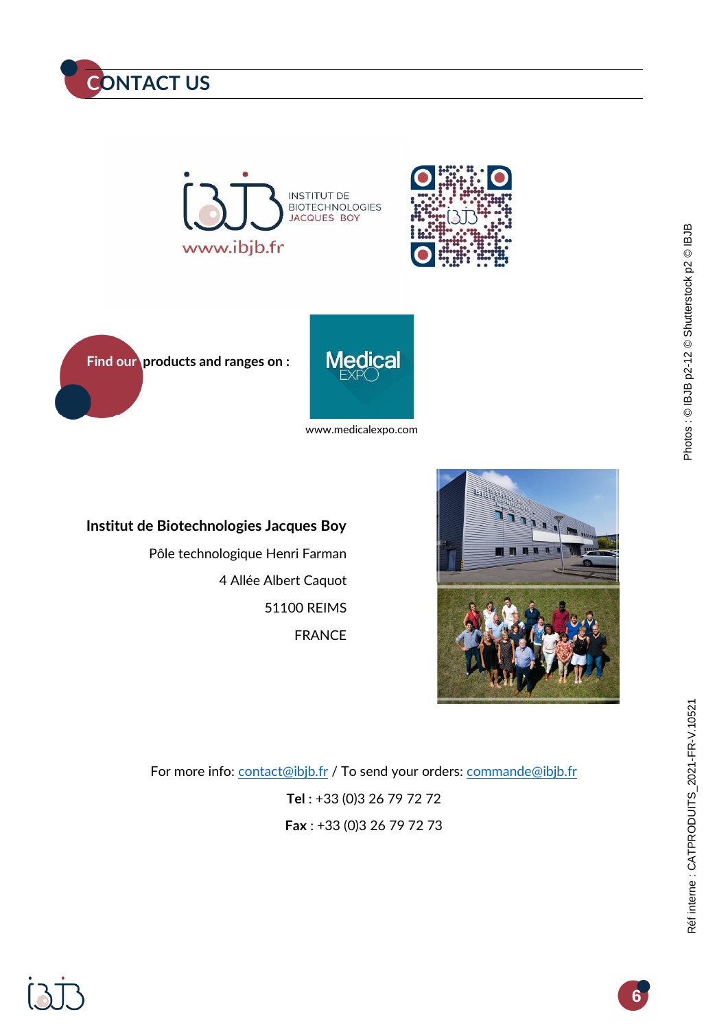# CONTACT US

INSTITUT DE BIOTECHNOLOGIES JACQUES BOY

www.ibjb.fr

Find our products and ranges on :

www.medicalexpo.com

**Institut de Biotechnologies Jacques Boy**

Pôle technologique Henri Farman

4 Allée Albert Caquot

51100 REIMS

FRANCE

For more info: contact@ibjb.fr / To send your orders: commande@ibjb.fr

**Tel** : +33 (0)3 26 79 72 72

**Fax** : +33 (0)3 26 79 72 73

Photos : © IBJB p2-12 © Shutterstock p2 © IBJB

Réf interne : CATPRODUITS_2021-FR-V.10521